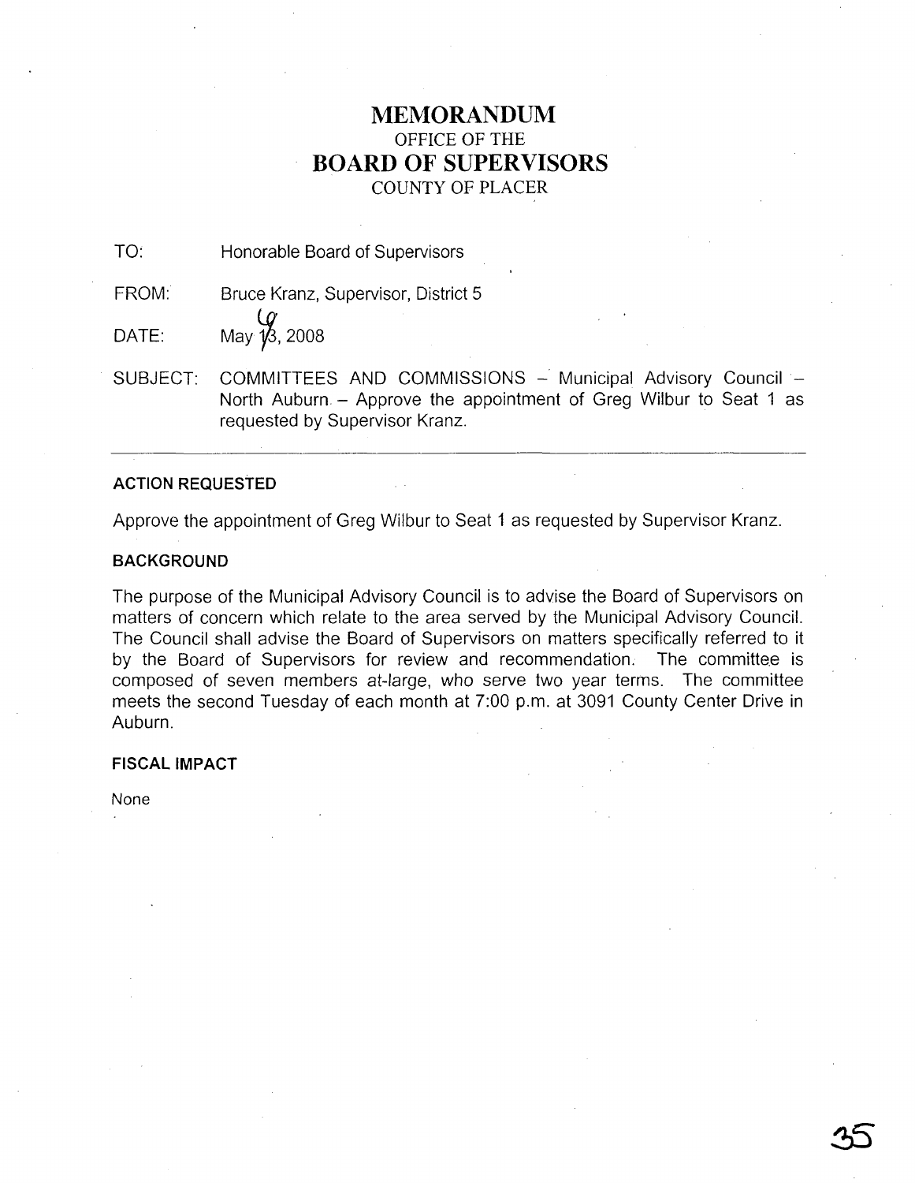# MEMORANDUM

OFFICE OF THE

## BOARD OF SUPERVISORS

COUNTY OF PLACER

TO: Honorable Board of Supervisors

FROM: Bruce Kranz, Supervisor, District 5

DATE: May 6, 2008

SUBJECT: COMMITTEES AND COMMISSIONS – Municipal Advisory Council – North Auburn – Approve the appointment of Greg Wilbur to Seat 1 as requested by Supervisor Kranz.

---

**ACTION REQUESTED**

Approve the appointment of Greg Wilbur to Seat 1 as requested by Supervisor Kranz.

**BACKGROUND**

The purpose of the Municipal Advisory Council is to advise the Board of Supervisors on matters of concern which relate to the area served by the Municipal Advisory Council. The Council shall advise the Board of Supervisors on matters specifically referred to it by the Board of Supervisors for review and recommendation. The committee is composed of seven members at-large, who serve two year terms. The committee meets the second Tuesday of each month at 7:00 p.m. at 3091 County Center Drive in Auburn.

**FISCAL IMPACT**

None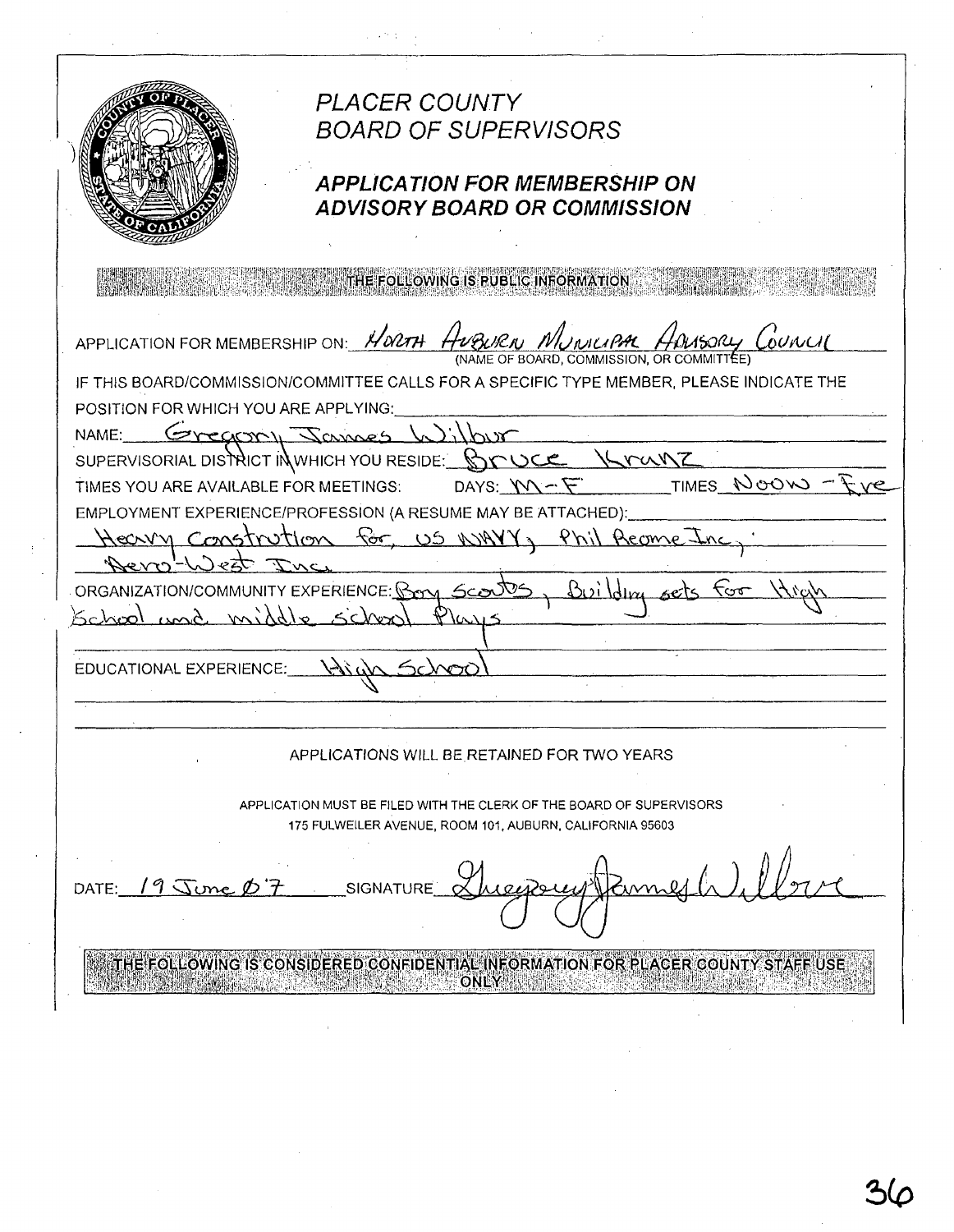# PLACER COUNTY BOARD OF SUPERVISORS

## APPLICATION FOR MEMBERSHIP ON ADVISORY BOARD OR COMMISSION

**THE FOLLOWING IS PUBLIC INFORMATION**

APPLICATION FOR MEMBERSHIP ON: North Auburn Municipal Advisory Council
(NAME OF BOARD, COMMISSION, OR COMMITTEE)

IF THIS BOARD/COMMISSION/COMMITTEE CALLS FOR A SPECIFIC TYPE MEMBER, PLEASE INDICATE THE POSITION FOR WHICH YOU ARE APPLYING: ____________________

NAME: Gregory James Wilbur

SUPERVISORIAL DISTRICT IN WHICH YOU RESIDE: Bruce Kranz

TIMES YOU ARE AVAILABLE FOR MEETINGS: DAYS: M-F TIMES Noon - Eve

EMPLOYMENT EXPERIENCE/PROFESSION (A RESUME MAY BE ATTACHED): Heavy Constrution for, US NAVY, Phil Reome Inc, Aero-West Inc.

ORGANIZATION/COMMUNITY EXPERIENCE: Boy Scouts, Building sets for High School and middle school Plays

EDUCATIONAL EXPERIENCE: High School

APPLICATIONS WILL BE RETAINED FOR TWO YEARS

APPLICATION MUST BE FILED WITH THE CLERK OF THE BOARD OF SUPERVISORS
175 FULWEILER AVENUE, ROOM 101, AUBURN, CALIFORNIA 95603

DATE: 19 June 07 SIGNATURE: Gregory James Wilbur

**THE FOLLOWING IS CONSIDERED CONFIDENTIAL INFORMATION FOR PLACER COUNTY STAFF USE ONLY**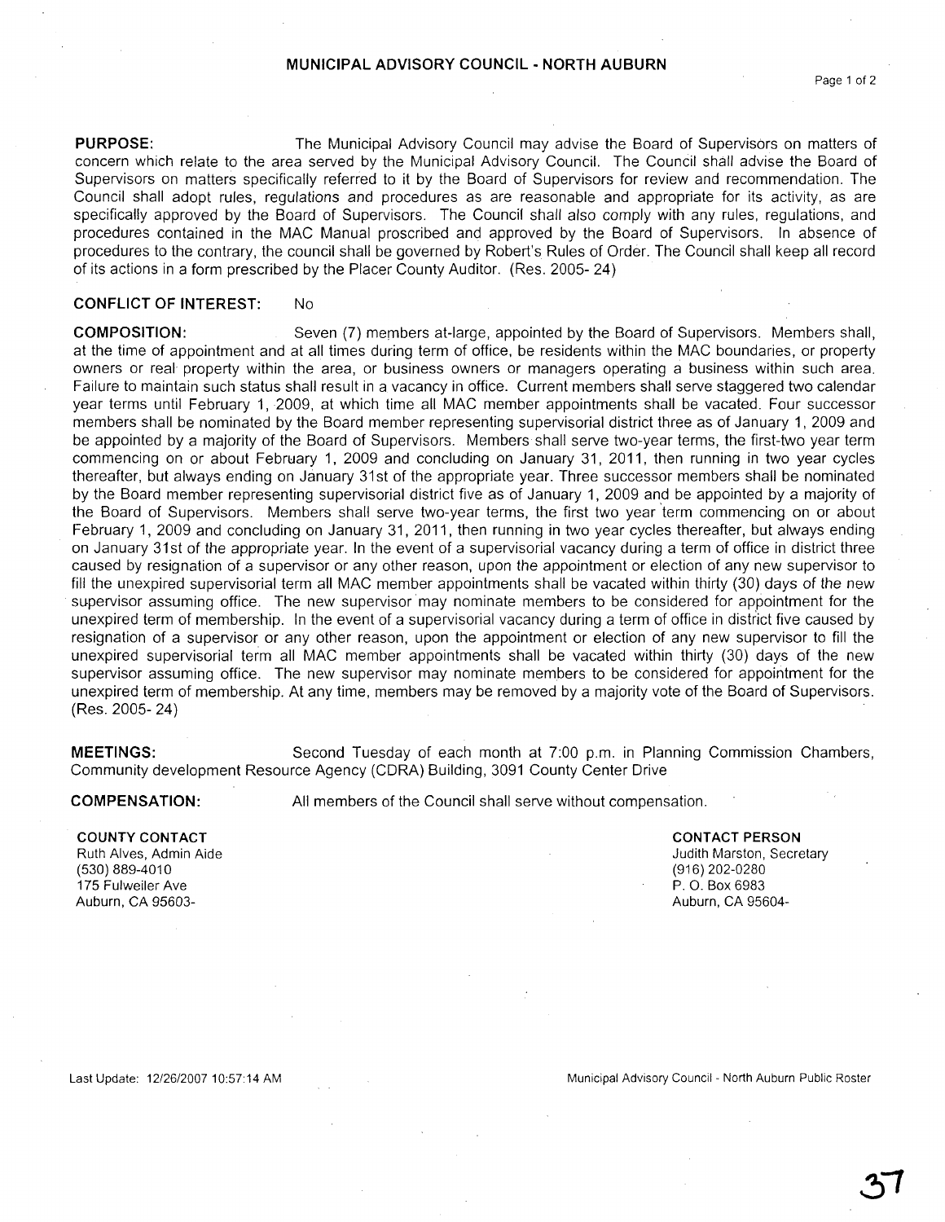# MUNICIPAL ADVISORY COUNCIL - NORTH AUBURN

**PURPOSE:** The Municipal Advisory Council may advise the Board of Supervisors on matters of concern which relate to the area served by the Municipal Advisory Council. The Council shall advise the Board of Supervisors on matters specifically referred to it by the Board of Supervisors for review and recommendation. The Council shall adopt rules, regulations and procedures as are reasonable and appropriate for its activity, as are specifically approved by the Board of Supervisors. The Council shall also comply with any rules, regulations, and procedures contained in the MAC Manual proscribed and approved by the Board of Supervisors. In absence of procedures to the contrary, the council shall be governed by Robert's Rules of Order. The Council shall keep all record of its actions in a form prescribed by the Placer County Auditor. (Res. 2005- 24)

**CONFLICT OF INTEREST:** No

**COMPOSITION:** Seven (7) members at-large, appointed by the Board of Supervisors. Members shall, at the time of appointment and at all times during term of office, be residents within the MAC boundaries, or property owners or real property within the area, or business owners or managers operating a business within such area. Failure to maintain such status shall result in a vacancy in office. Current members shall serve staggered two calendar year terms until February 1, 2009, at which time all MAC member appointments shall be vacated. Four successor members shall be nominated by the Board member representing supervisorial district three as of January 1, 2009 and be appointed by a majority of the Board of Supervisors. Members shall serve two-year terms, the first-two year term commencing on or about February 1, 2009 and concluding on January 31, 2011, then running in two year cycles thereafter, but always ending on January 31st of the appropriate year. Three successor members shall be nominated by the Board member representing supervisorial district five as of January 1, 2009 and be appointed by a majority of the Board of Supervisors. Members shall serve two-year terms, the first two year term commencing on or about February 1, 2009 and concluding on January 31, 2011, then running in two year cycles thereafter, but always ending on January 31st of the appropriate year. In the event of a supervisorial vacancy during a term of office in district three caused by resignation of a supervisor or any other reason, upon the appointment or election of any new supervisor to fill the unexpired supervisorial term all MAC member appointments shall be vacated within thirty (30) days of the new supervisor assuming office. The new supervisor may nominate members to be considered for appointment for the unexpired term of membership. In the event of a supervisorial vacancy during a term of office in district five caused by resignation of a supervisor or any other reason, upon the appointment or election of any new supervisor to fill the unexpired supervisorial term all MAC member appointments shall be vacated within thirty (30) days of the new supervisor assuming office. The new supervisor may nominate members to be considered for appointment for the unexpired term of membership. At any time, members may be removed by a majority vote of the Board of Supervisors. (Res. 2005- 24)

**MEETINGS:** Second Tuesday of each month at 7:00 p.m. in Planning Commission Chambers, Community development Resource Agency (CDRA) Building, 3091 County Center Drive

**COMPENSATION:** All members of the Council shall serve without compensation.

**COUNTY CONTACT**
Ruth Alves, Admin Aide
(530) 889-4010
175 Fulweiler Ave
Auburn, CA 95603-

**CONTACT PERSON**
Judith Marston, Secretary
(916) 202-0280
P. O. Box 6983
Auburn, CA 95604-

Last Update: 12/26/2007 10:57:14 AM

Municipal Advisory Council - North Auburn Public Roster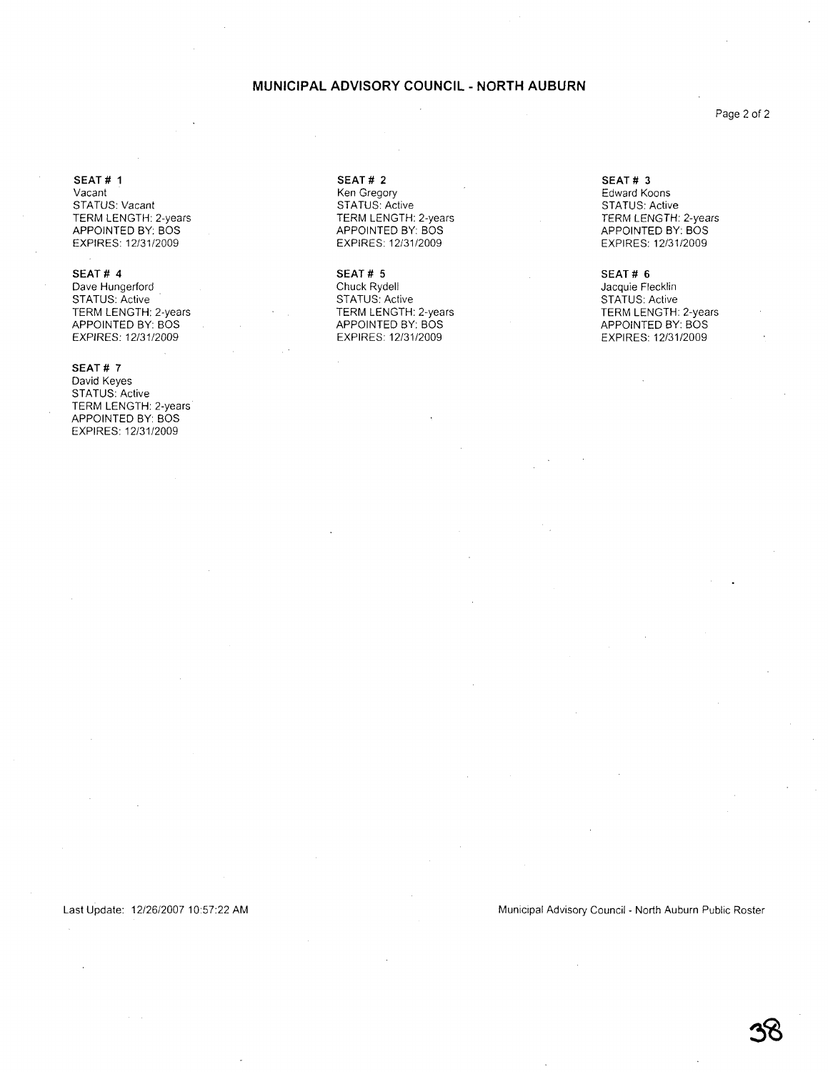# MUNICIPAL ADVISORY COUNCIL - NORTH AUBURN

**SEAT # 1**
Vacant
STATUS: Vacant
TERM LENGTH: 2-years
APPOINTED BY: BOS
EXPIRES: 12/31/2009

**SEAT # 2**
Ken Gregory
STATUS: Active
TERM LENGTH: 2-years
APPOINTED BY: BOS
EXPIRES: 12/31/2009

**SEAT # 3**
Edward Koons
STATUS: Active
TERM LENGTH: 2-years
APPOINTED BY: BOS
EXPIRES: 12/31/2009

**SEAT # 4**
Dave Hungerford
STATUS: Active
TERM LENGTH: 2-years
APPOINTED BY: BOS
EXPIRES: 12/31/2009

**SEAT # 5**
Chuck Rydell
STATUS: Active
TERM LENGTH: 2-years
APPOINTED BY: BOS
EXPIRES: 12/31/2009

**SEAT # 6**
Jacquie Flecklin
STATUS: Active
TERM LENGTH: 2-years
APPOINTED BY: BOS
EXPIRES: 12/31/2009

**SEAT # 7**
David Keyes
STATUS: Active
TERM LENGTH: 2-years
APPOINTED BY: BOS
EXPIRES: 12/31/2009

Last Update: 12/26/2007 10:57:22 AM

Municipal Advisory Council - North Auburn Public Roster